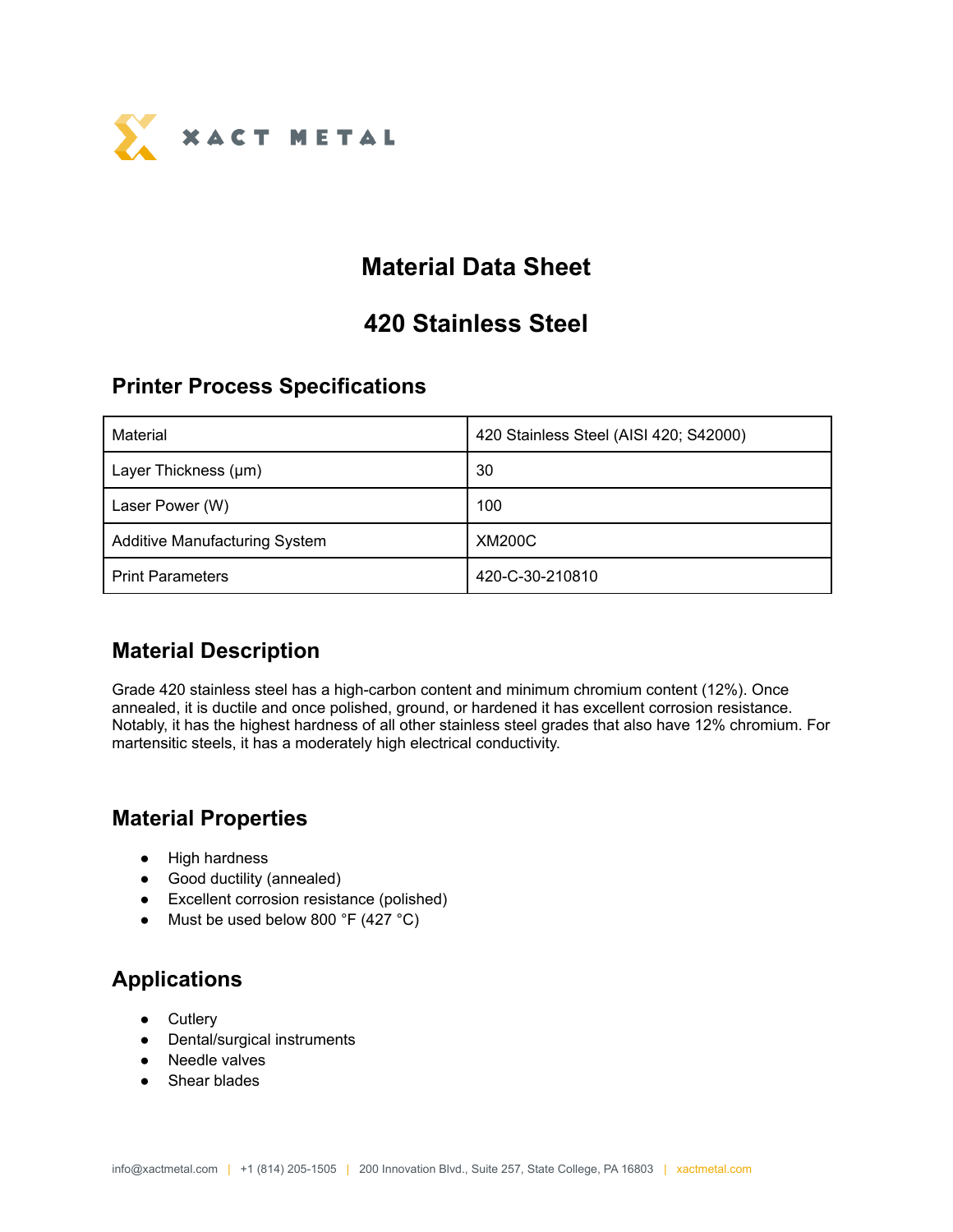XACT METAL

# Material Data Sheet

# 420 Stainless Steel

## Printer Process Specifications

| Material | 420 Stainless Steel (AISI 420; S42000) |
|---|---|
| Layer Thickness (µm) | 30 |
| Laser Power (W) | 100 |
| Additive Manufacturing System | XM200C |
| Print Parameters | 420-C-30-210810 |

## Material Description

Grade 420 stainless steel has a high-carbon content and minimum chromium content (12%). Once annealed, it is ductile and once polished, ground, or hardened it has excellent corrosion resistance. Notably, it has the highest hardness of all other stainless steel grades that also have 12% chromium. For martensitic steels, it has a moderately high electrical conductivity.

## Material Properties

- High hardness
- Good ductility (annealed)
- Excellent corrosion resistance (polished)
- Must be used below 800 °F (427 °C)

## Applications

- Cutlery
- Dental/surgical instruments
- Needle valves
- Shear blades

info@xactmetal.com | +1 (814) 205-1505 | 200 Innovation Blvd., Suite 257, State College, PA 16803 | xactmetal.com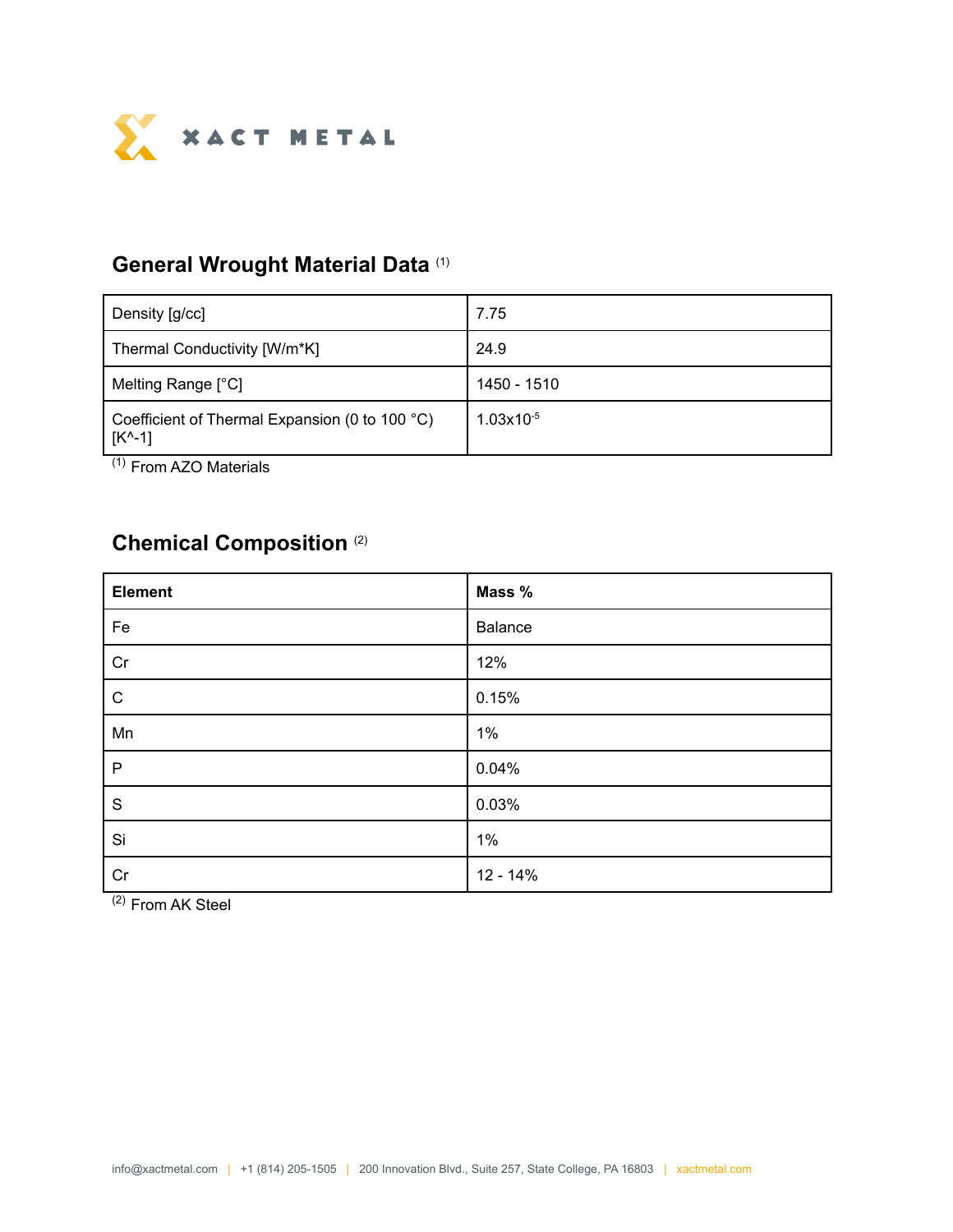## General Wrought Material Data [1]

| | |
|---|---|
| Density [g/cc] | 7.75 |
| Thermal Conductivity [W/m*K] | 24.9 |
| Melting Range [°C] | 1450 - 1510 |
| Coefficient of Thermal Expansion (0 to 100 °C) [K^-1] | $1.03 \times 10^{-5}$ |

[1] From AZO Materials

## Chemical Composition [2]

| Element | Mass % |
|---|---|
| Fe | Balance |
| Cr | 12% |
| C | 0.15% |
| Mn | 1% |
| P | 0.04% |
| S | 0.03% |
| Si | 1% |
| Cr | 12 - 14% |

[2] From AK Steel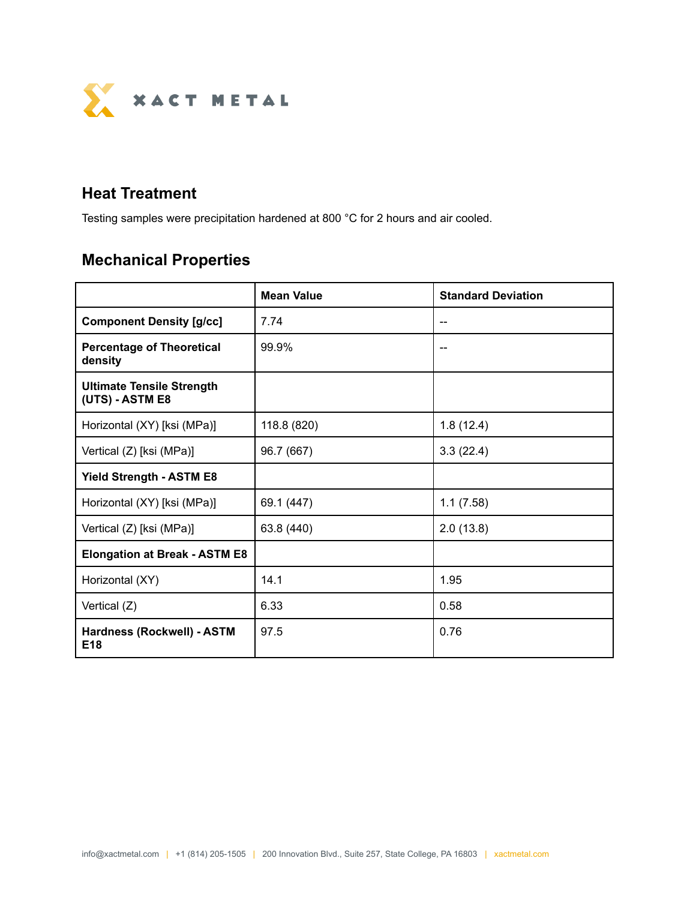## Heat Treatment

Testing samples were precipitation hardened at 800 °C for 2 hours and air cooled.

## Mechanical Properties

| | Mean Value | Standard Deviation |
|---|---|---|
| **Component Density [g/cc]** | 7.74 | -- |
| **Percentage of Theoretical density** | 99.9% | -- |
| **Ultimate Tensile Strength (UTS) - ASTM E8** | | |
| Horizontal (XY) [ksi (MPa)] | 118.8 (820) | 1.8 (12.4) |
| Vertical (Z) [ksi (MPa)] | 96.7 (667) | 3.3 (22.4) |
| **Yield Strength - ASTM E8** | | |
| Horizontal (XY) [ksi (MPa)] | 69.1 (447) | 1.1 (7.58) |
| Vertical (Z) [ksi (MPa)] | 63.8 (440) | 2.0 (13.8) |
| **Elongation at Break - ASTM E8** | | |
| Horizontal (XY) | 14.1 | 1.95 |
| Vertical (Z) | 6.33 | 0.58 |
| **Hardness (Rockwell) - ASTM E18** | 97.5 | 0.76 |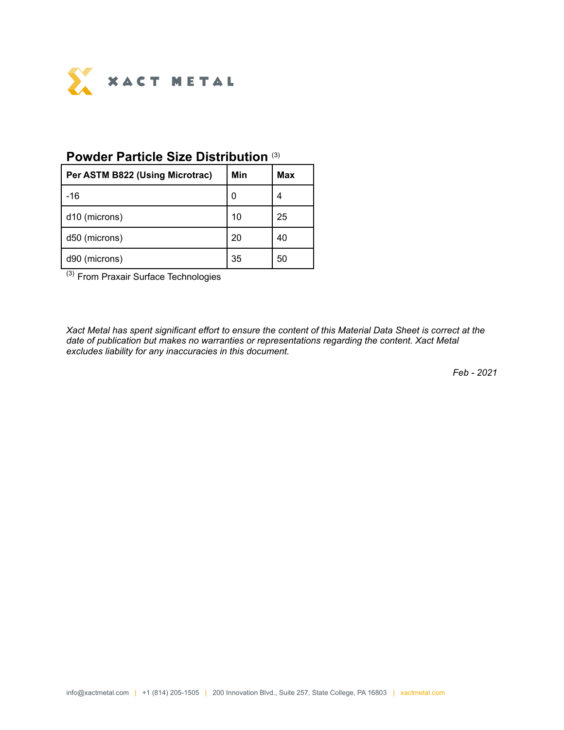## Powder Particle Size Distribution [3]

| Per ASTM B822 (Using Microtrac) | Min | Max |
|---|---|---|
| -16 | 0 | 4 |
| d10 (microns) | 10 | 25 |
| d50 (microns) | 20 | 40 |
| d90 (microns) | 35 | 50 |

[3] From Praxair Surface Technologies

*Xact Metal has spent significant effort to ensure the content of this Material Data Sheet is correct at the date of publication but makes no warranties or representations regarding the content. Xact Metal excludes liability for any inaccuracies in this document.*

*Feb - 2021*